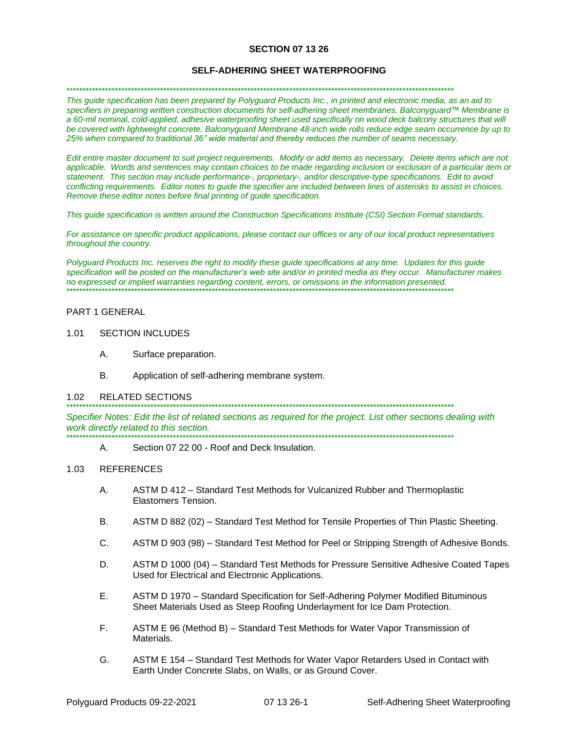# SECTION 07 13 26

## SELF-ADHERING SHEET WATERPROOFING

*****************************************************************************************************************************

*This guide specification has been prepared by Polyguard Products Inc., in printed and electronic media, as an aid to specifiers in preparing written construction documents for self-adhering sheet membranes. Balconyguard™ Membrane is a 60-mil nominal, cold-applied, adhesive waterproofing sheet used specifically on wood deck balcony structures that will be covered with lightweight concrete. Balconyguard Membrane 48-inch wide rolls reduce edge seam occurrence by up to 25% when compared to traditional 36" wide material and thereby reduces the number of seams necessary.*

*Edit entire master document to suit project requirements. Modify or add items as necessary. Delete items which are not applicable. Words and sentences may contain choices to be made regarding inclusion or exclusion of a particular item or statement. This section may include performance-, proprietary-, and/or descriptive-type specifications. Edit to avoid conflicting requirements. Editor notes to guide the specifier are included between lines of asterisks to assist in choices. Remove these editor notes before final printing of guide specification.*

*This guide specification is written around the Construction Specifications Institute (CSI) Section Format standards.*

*For assistance on specific product applications, please contact our offices or any of our local product representatives throughout the country.*

*Polyguard Products Inc. reserves the right to modify these guide specifications at any time. Updates for this guide specification will be posted on the manufacturer's web site and/or in printed media as they occur. Manufacturer makes no expressed or implied warranties regarding content, errors, or omissions in the information presented.*

*****************************************************************************************************************************

## PART 1 GENERAL

### 1.01 SECTION INCLUDES

A. Surface preparation.

B. Application of self-adhering membrane system.

### 1.02 RELATED SECTIONS

*****************************************************************************************************************************

*Specifier Notes: Edit the list of related sections as required for the project. List other sections dealing with work directly related to this section.*

*****************************************************************************************************************************

A. Section 07 22 00 - Roof and Deck Insulation.

### 1.03 REFERENCES

A. ASTM D 412 – Standard Test Methods for Vulcanized Rubber and Thermoplastic Elastomers Tension.

B. ASTM D 882 (02) – Standard Test Method for Tensile Properties of Thin Plastic Sheeting.

C. ASTM D 903 (98) – Standard Test Method for Peel or Stripping Strength of Adhesive Bonds.

D. ASTM D 1000 (04) – Standard Test Methods for Pressure Sensitive Adhesive Coated Tapes Used for Electrical and Electronic Applications.

E. ASTM D 1970 – Standard Specification for Self-Adhering Polymer Modified Bituminous Sheet Materials Used as Steep Roofing Underlayment for Ice Dam Protection.

F. ASTM E 96 (Method B) – Standard Test Methods for Water Vapor Transmission of Materials.

G. ASTM E 154 – Standard Test Methods for Water Vapor Retarders Used in Contact with Earth Under Concrete Slabs, on Walls, or as Ground Cover.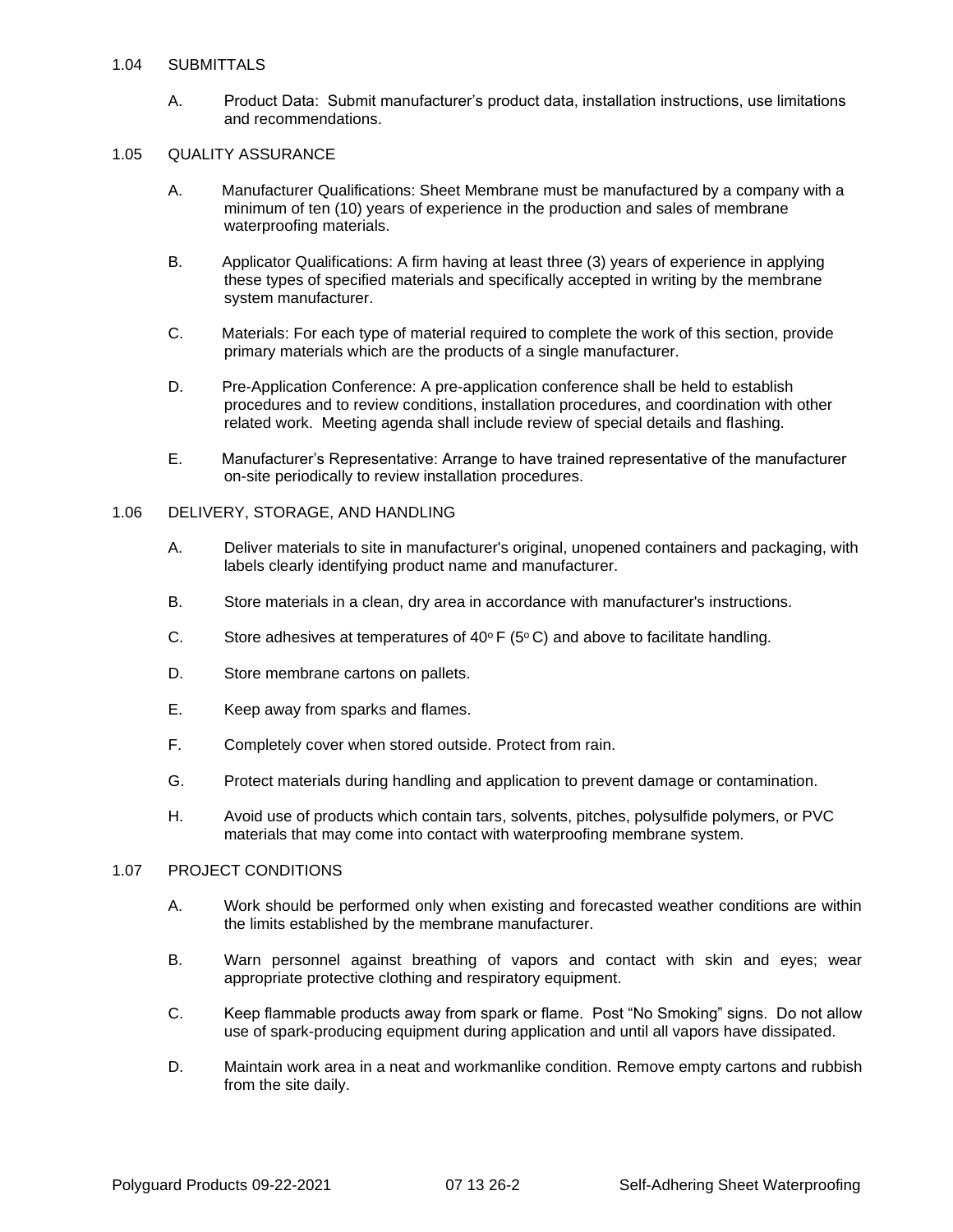## 1.04 SUBMITTALS

A. Product Data: Submit manufacturer's product data, installation instructions, use limitations and recommendations.

## 1.05 QUALITY ASSURANCE

A. Manufacturer Qualifications: Sheet Membrane must be manufactured by a company with a minimum of ten (10) years of experience in the production and sales of membrane waterproofing materials.

B. Applicator Qualifications: A firm having at least three (3) years of experience in applying these types of specified materials and specifically accepted in writing by the membrane system manufacturer.

C. Materials: For each type of material required to complete the work of this section, provide primary materials which are the products of a single manufacturer.

D. Pre-Application Conference: A pre-application conference shall be held to establish procedures and to review conditions, installation procedures, and coordination with other related work. Meeting agenda shall include review of special details and flashing.

E. Manufacturer's Representative: Arrange to have trained representative of the manufacturer on-site periodically to review installation procedures.

## 1.06 DELIVERY, STORAGE, AND HANDLING

A. Deliver materials to site in manufacturer's original, unopened containers and packaging, with labels clearly identifying product name and manufacturer.

B. Store materials in a clean, dry area in accordance with manufacturer's instructions.

C. Store adhesives at temperatures of 40° F (5° C) and above to facilitate handling.

D. Store membrane cartons on pallets.

E. Keep away from sparks and flames.

F. Completely cover when stored outside. Protect from rain.

G. Protect materials during handling and application to prevent damage or contamination.

H. Avoid use of products which contain tars, solvents, pitches, polysulfide polymers, or PVC materials that may come into contact with waterproofing membrane system.

## 1.07 PROJECT CONDITIONS

A. Work should be performed only when existing and forecasted weather conditions are within the limits established by the membrane manufacturer.

B. Warn personnel against breathing of vapors and contact with skin and eyes; wear appropriate protective clothing and respiratory equipment.

C. Keep flammable products away from spark or flame. Post "No Smoking" signs. Do not allow use of spark-producing equipment during application and until all vapors have dissipated.

D. Maintain work area in a neat and workmanlike condition. Remove empty cartons and rubbish from the site daily.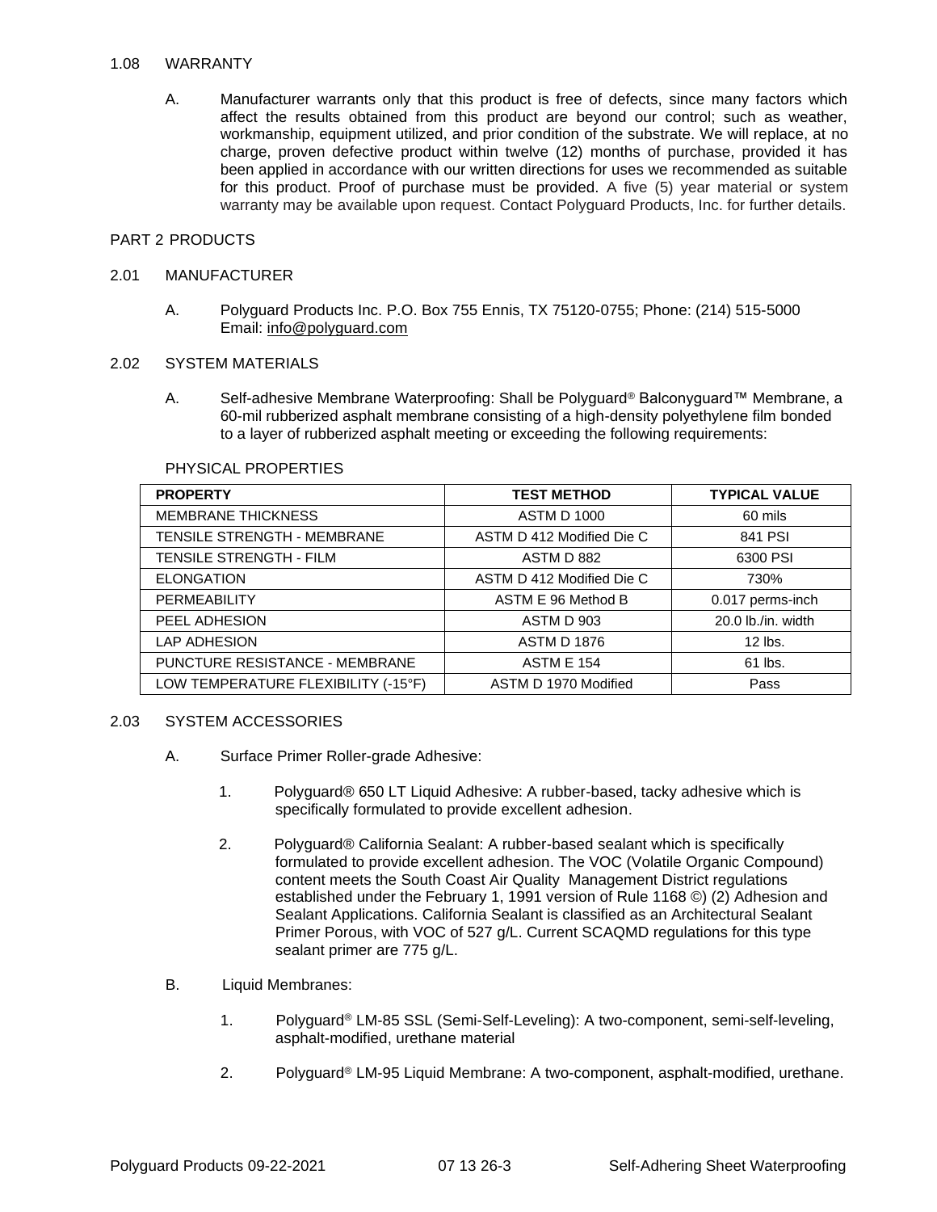1.08 WARRANTY

A. Manufacturer warrants only that this product is free of defects, since many factors which affect the results obtained from this product are beyond our control; such as weather, workmanship, equipment utilized, and prior condition of the substrate. We will replace, at no charge, proven defective product within twelve (12) months of purchase, provided it has been applied in accordance with our written directions for uses we recommended as suitable for this product. Proof of purchase must be provided. A five (5) year material or system warranty may be available upon request. Contact Polyguard Products, Inc. for further details.

## PART 2 PRODUCTS

2.01 MANUFACTURER

A. Polyguard Products Inc. P.O. Box 755 Ennis, TX 75120-0755; Phone: (214) 515-5000 Email: info@polyguard.com

2.02 SYSTEM MATERIALS

A. Self-adhesive Membrane Waterproofing: Shall be Polyguard® Balconyguard™ Membrane, a 60-mil rubberized asphalt membrane consisting of a high-density polyethylene film bonded to a layer of rubberized asphalt meeting or exceeding the following requirements:

PHYSICAL PROPERTIES

| PROPERTY | TEST METHOD | TYPICAL VALUE |
|---|---|---|
| MEMBRANE THICKNESS | ASTM D 1000 | 60 mils |
| TENSILE STRENGTH - MEMBRANE | ASTM D 412 Modified Die C | 841 PSI |
| TENSILE STRENGTH - FILM | ASTM D 882 | 6300 PSI |
| ELONGATION | ASTM D 412 Modified Die C | 730% |
| PERMEABILITY | ASTM E 96 Method B | 0.017 perms-inch |
| PEEL ADHESION | ASTM D 903 | 20.0 lb./in. width |
| LAP ADHESION | ASTM D 1876 | 12 lbs. |
| PUNCTURE RESISTANCE - MEMBRANE | ASTM E 154 | 61 lbs. |
| LOW TEMPERATURE FLEXIBILITY (-15°F) | ASTM D 1970 Modified | Pass |

2.03 SYSTEM ACCESSORIES

A. Surface Primer Roller-grade Adhesive:

1. Polyguard® 650 LT Liquid Adhesive: A rubber-based, tacky adhesive which is specifically formulated to provide excellent adhesion.

2. Polyguard® California Sealant: A rubber-based sealant which is specifically formulated to provide excellent adhesion. The VOC (Volatile Organic Compound) content meets the South Coast Air Quality Management District regulations established under the February 1, 1991 version of Rule 1168 ©) (2) Adhesion and Sealant Applications. California Sealant is classified as an Architectural Sealant Primer Porous, with VOC of 527 g/L. Current SCAQMD regulations for this type sealant primer are 775 g/L.

B. Liquid Membranes:

1. Polyguard® LM-85 SSL (Semi-Self-Leveling): A two-component, semi-self-leveling, asphalt-modified, urethane material

2. Polyguard® LM-95 Liquid Membrane: A two-component, asphalt-modified, urethane.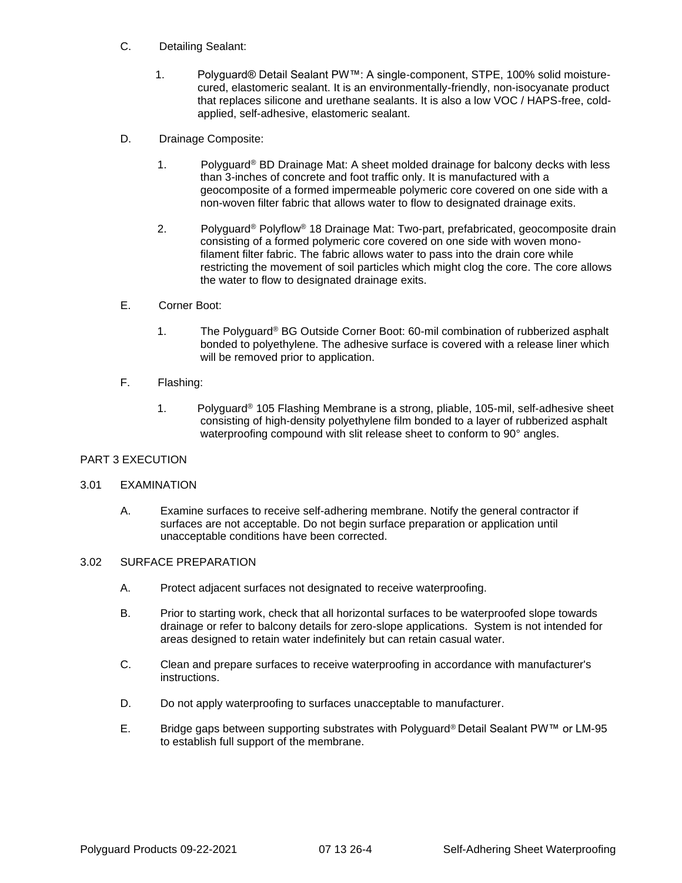C. Detailing Sealant:

1. Polyguard® Detail Sealant PW™: A single-component, STPE, 100% solid moisture-cured, elastomeric sealant. It is an environmentally-friendly, non-isocyanate product that replaces silicone and urethane sealants. It is also a low VOC / HAPS-free, cold-applied, self-adhesive, elastomeric sealant.

D. Drainage Composite:

1. Polyguard® BD Drainage Mat: A sheet molded drainage for balcony decks with less than 3-inches of concrete and foot traffic only. It is manufactured with a geocomposite of a formed impermeable polymeric core covered on one side with a non-woven filter fabric that allows water to flow to designated drainage exits.

2. Polyguard® Polyflow® 18 Drainage Mat: Two-part, prefabricated, geocomposite drain consisting of a formed polymeric core covered on one side with woven mono-filament filter fabric. The fabric allows water to pass into the drain core while restricting the movement of soil particles which might clog the core. The core allows the water to flow to designated drainage exits.

E. Corner Boot:

1. The Polyguard® BG Outside Corner Boot: 60-mil combination of rubberized asphalt bonded to polyethylene. The adhesive surface is covered with a release liner which will be removed prior to application.

F. Flashing:

1. Polyguard® 105 Flashing Membrane is a strong, pliable, 105-mil, self-adhesive sheet consisting of high-density polyethylene film bonded to a layer of rubberized asphalt waterproofing compound with slit release sheet to conform to 90° angles.

## PART 3 EXECUTION

### 3.01 EXAMINATION

A. Examine surfaces to receive self-adhering membrane. Notify the general contractor if surfaces are not acceptable. Do not begin surface preparation or application until unacceptable conditions have been corrected.

### 3.02 SURFACE PREPARATION

A. Protect adjacent surfaces not designated to receive waterproofing.

B. Prior to starting work, check that all horizontal surfaces to be waterproofed slope towards drainage or refer to balcony details for zero-slope applications. System is not intended for areas designed to retain water indefinitely but can retain casual water.

C. Clean and prepare surfaces to receive waterproofing in accordance with manufacturer's instructions.

D. Do not apply waterproofing to surfaces unacceptable to manufacturer.

E. Bridge gaps between supporting substrates with Polyguard® Detail Sealant PW™ or LM-95 to establish full support of the membrane.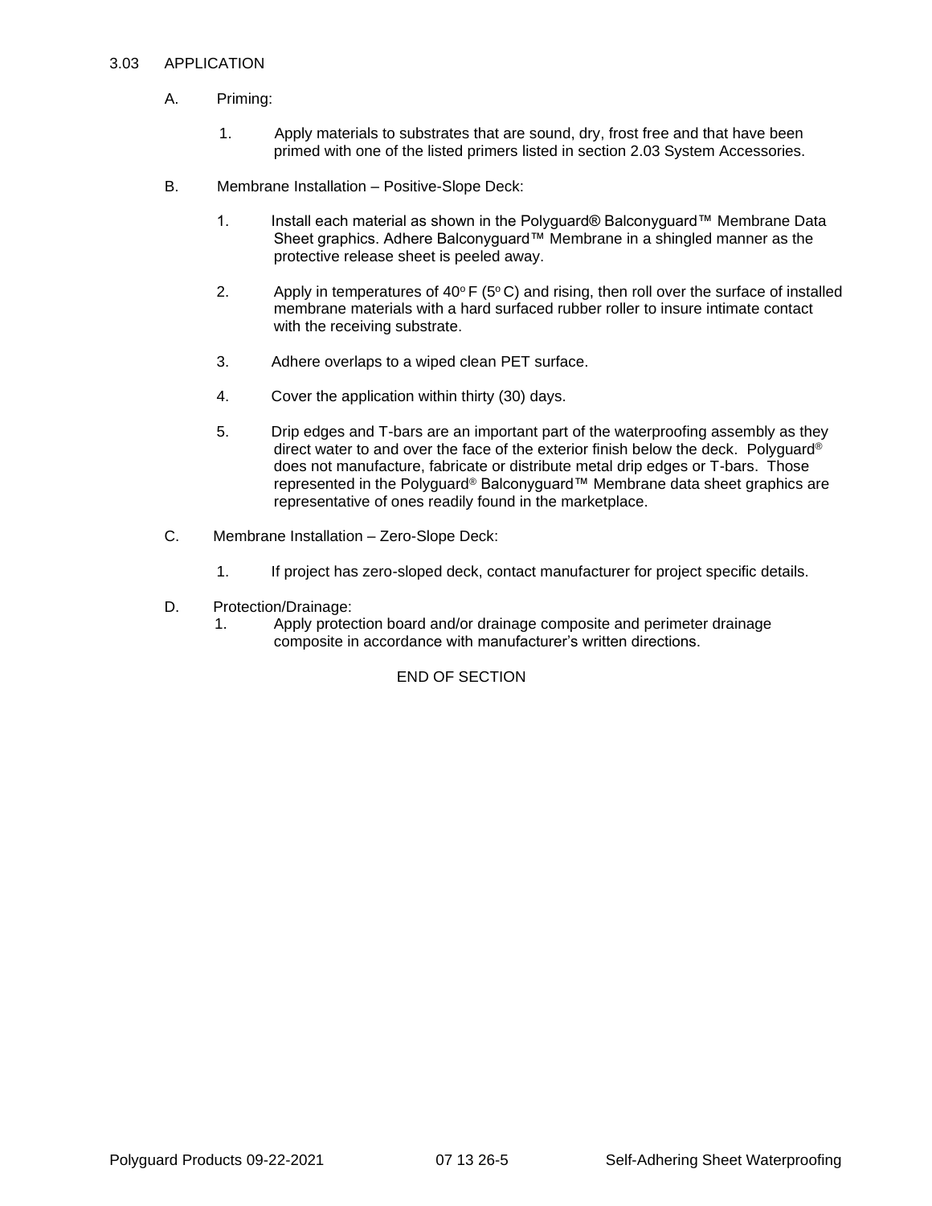## 3.03 APPLICATION

A. Priming:

1. Apply materials to substrates that are sound, dry, frost free and that have been primed with one of the listed primers listed in section 2.03 System Accessories.

B. Membrane Installation – Positive-Slope Deck:

1. Install each material as shown in the Polyguard® Balconyguard™ Membrane Data Sheet graphics. Adhere Balconyguard™ Membrane in a shingled manner as the protective release sheet is peeled away.

2. Apply in temperatures of 40° F (5° C) and rising, then roll over the surface of installed membrane materials with a hard surfaced rubber roller to insure intimate contact with the receiving substrate.

3. Adhere overlaps to a wiped clean PET surface.

4. Cover the application within thirty (30) days.

5. Drip edges and T-bars are an important part of the waterproofing assembly as they direct water to and over the face of the exterior finish below the deck. Polyguard® does not manufacture, fabricate or distribute metal drip edges or T-bars. Those represented in the Polyguard® Balconyguard™ Membrane data sheet graphics are representative of ones readily found in the marketplace.

C. Membrane Installation – Zero-Slope Deck:

1. If project has zero-sloped deck, contact manufacturer for project specific details.

D. Protection/Drainage:

1. Apply protection board and/or drainage composite and perimeter drainage composite in accordance with manufacturer's written directions.

END OF SECTION